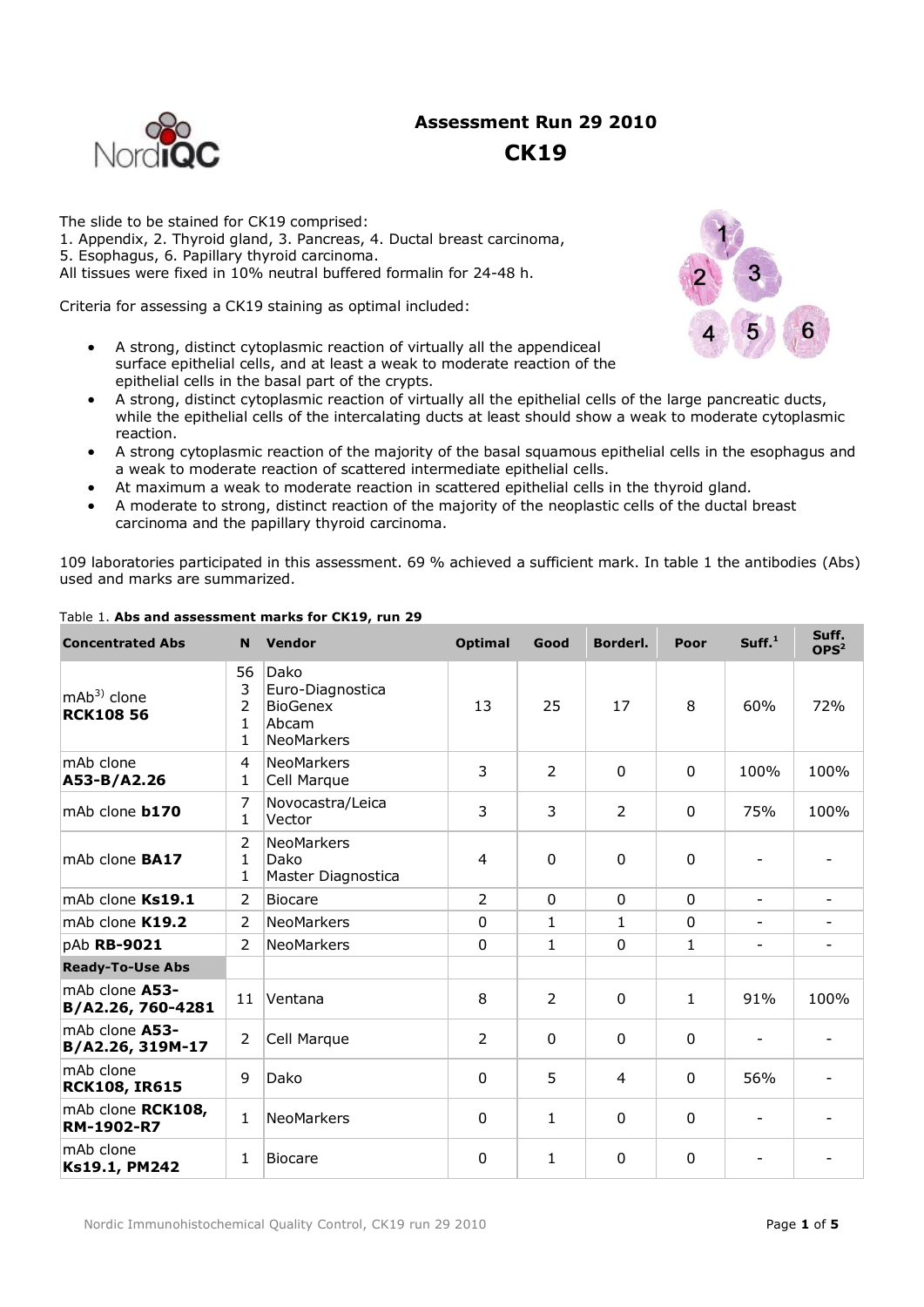# Assessment Run 29 2010

# CK19

The slide to be stained for CK19 comprised:
1. Appendix, 2. Thyroid gland, 3. Pancreas, 4. Ductal breast carcinoma, 5. Esophagus, 6. Papillary thyroid carcinoma.
All tissues were fixed in 10% neutral buffered formalin for 24-48 h.

Criteria for assessing a CK19 staining as optimal included:

- A strong, distinct cytoplasmic reaction of virtually all the appendiceal surface epithelial cells, and at least a weak to moderate reaction of the epithelial cells in the basal part of the crypts.
- A strong, distinct cytoplasmic reaction of virtually all the epithelial cells of the large pancreatic ducts, while the epithelial cells of the intercalating ducts at least should show a weak to moderate cytoplasmic reaction.
- A strong cytoplasmic reaction of the majority of the basal squamous epithelial cells in the esophagus and a weak to moderate reaction of scattered intermediate epithelial cells.
- At maximum a weak to moderate reaction in scattered epithelial cells in the thyroid gland.
- A moderate to strong, distinct reaction of the majority of the neoplastic cells of the ductal breast carcinoma and the papillary thyroid carcinoma.

109 laboratories participated in this assessment. 69 % achieved a sufficient mark. In table 1 the antibodies (Abs) used and marks are summarized.

Table 1. **Abs and assessment marks for CK19, run 29**

| Concentrated Abs | N | Vendor | Optimal | Good | Borderl. | Poor | Suff.[1] | Suff. OPS[2] |
|---|---|---|---|---|---|---|---|---|
| mAb[3)] clone **RCK108 56** | 56<br>3<br>2<br>1<br>1 | Dako<br>Euro-Diagnostica<br>BioGenex<br>Abcam<br>NeoMarkers | 13 | 25 | 17 | 8 | 60% | 72% |
| mAb clone **A53-B/A2.26** | 4<br>1 | NeoMarkers<br>Cell Marque | 3 | 2 | 0 | 0 | 100% | 100% |
| mAb clone **b170** | 7<br>1 | Novocastra/Leica<br>Vector | 3 | 3 | 2 | 0 | 75% | 100% |
| mAb clone **BA17** | 2<br>1<br>1 | NeoMarkers<br>Dako<br>Master Diagnostica | 4 | 0 | 0 | 0 | - | - |
| mAb clone **Ks19.1** | 2 | Biocare | 2 | 0 | 0 | 0 | - | - |
| mAb clone **K19.2** | 2 | NeoMarkers | 0 | 1 | 1 | 0 | - | - |
| pAb **RB-9021** | 2 | NeoMarkers | 0 | 1 | 0 | 1 | - | - |
| **Ready-To-Use Abs** | | | | | | | | |
| mAb clone **A53-B/A2.26, 760-4281** | 11 | Ventana | 8 | 2 | 0 | 1 | 91% | 100% |
| mAb clone **A53-B/A2.26, 319M-17** | 2 | Cell Marque | 2 | 0 | 0 | 0 | - | - |
| mAb clone **RCK108, IR615** | 9 | Dako | 0 | 5 | 4 | 0 | 56% | - |
| mAb clone **RCK108, RM-1902-R7** | 1 | NeoMarkers | 0 | 1 | 0 | 0 | - | - |
| mAb clone **Ks19.1, PM242** | 1 | Biocare | 0 | 1 | 0 | 0 | - | - |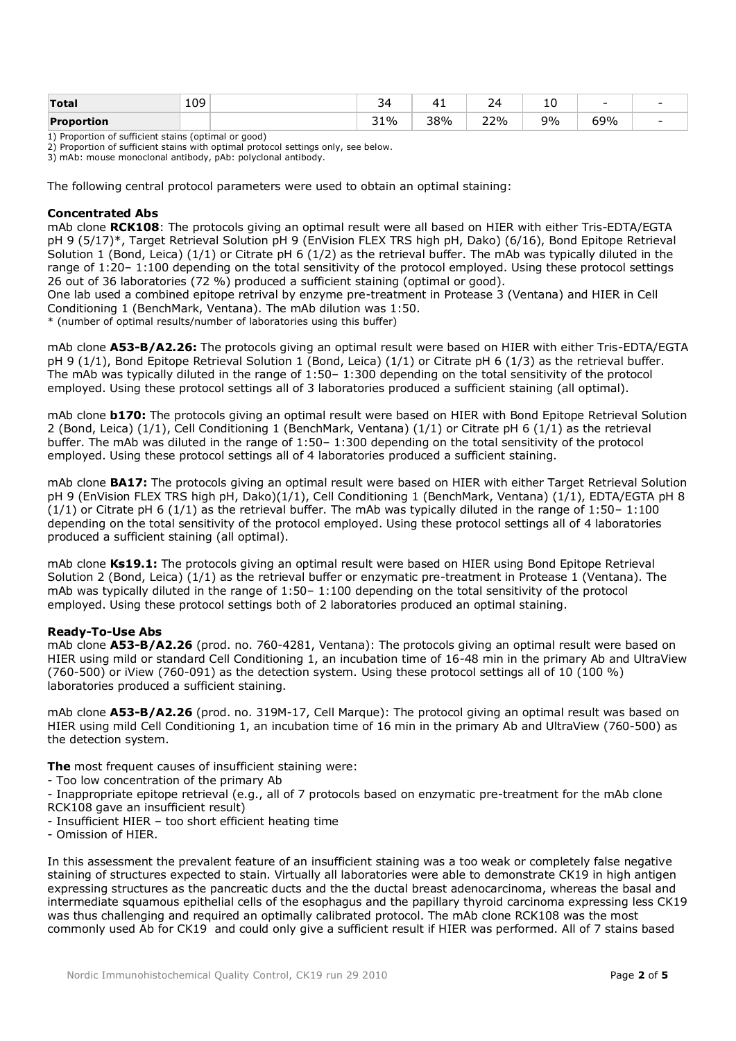| Total | 109 | | 34 | 41 | 24 | 10 | - | - |
|---|---|---|---|---|---|---|---|---|
| Proportion | | | 31% | 38% | 22% | 9% | 69% | - |

1) Proportion of sufficient stains (optimal or good)
2) Proportion of sufficient stains with optimal protocol settings only, see below.
3) mAb: mouse monoclonal antibody, pAb: polyclonal antibody.

The following central protocol parameters were used to obtain an optimal staining:

**Concentrated Abs**

mAb clone **RCK108**: The protocols giving an optimal result were all based on HIER with either Tris-EDTA/EGTA pH 9 (5/17)*, Target Retrieval Solution pH 9 (EnVision FLEX TRS high pH, Dako) (6/16), Bond Epitope Retrieval Solution 1 (Bond, Leica) (1/1) or Citrate pH 6 (1/2) as the retrieval buffer. The mAb was typically diluted in the range of 1:20– 1:100 depending on the total sensitivity of the protocol employed. Using these protocol settings 26 out of 36 laboratories (72 %) produced a sufficient staining (optimal or good).
One lab used a combined epitope retrival by enzyme pre-treatment in Protease 3 (Ventana) and HIER in Cell Conditioning 1 (BenchMark, Ventana). The mAb dilution was 1:50.
* (number of optimal results/number of laboratories using this buffer)

mAb clone **A53-B/A2.26:** The protocols giving an optimal result were based on HIER with either Tris-EDTA/EGTA pH 9 (1/1), Bond Epitope Retrieval Solution 1 (Bond, Leica) (1/1) or Citrate pH 6 (1/3) as the retrieval buffer. The mAb was typically diluted in the range of 1:50– 1:300 depending on the total sensitivity of the protocol employed. Using these protocol settings all of 3 laboratories produced a sufficient staining (all optimal).

mAb clone **b170:** The protocols giving an optimal result were based on HIER with Bond Epitope Retrieval Solution 2 (Bond, Leica) (1/1), Cell Conditioning 1 (BenchMark, Ventana) (1/1) or Citrate pH 6 (1/1) as the retrieval buffer. The mAb was diluted in the range of 1:50– 1:300 depending on the total sensitivity of the protocol employed. Using these protocol settings all of 4 laboratories produced a sufficient staining.

mAb clone **BA17:** The protocols giving an optimal result were based on HIER with either Target Retrieval Solution pH 9 (EnVision FLEX TRS high pH, Dako)(1/1), Cell Conditioning 1 (BenchMark, Ventana) (1/1), EDTA/EGTA pH 8 (1/1) or Citrate pH 6 (1/1) as the retrieval buffer. The mAb was typically diluted in the range of 1:50– 1:100 depending on the total sensitivity of the protocol employed. Using these protocol settings all of 4 laboratories produced a sufficient staining (all optimal).

mAb clone **Ks19.1:** The protocols giving an optimal result were based on HIER using Bond Epitope Retrieval Solution 2 (Bond, Leica) (1/1) as the retrieval buffer or enzymatic pre-treatment in Protease 1 (Ventana). The mAb was typically diluted in the range of 1:50– 1:100 depending on the total sensitivity of the protocol employed. Using these protocol settings both of 2 laboratories produced an optimal staining.

**Ready-To-Use Abs**

mAb clone **A53-B/A2.26** (prod. no. 760-4281, Ventana): The protocols giving an optimal result were based on HIER using mild or standard Cell Conditioning 1, an incubation time of 16-48 min in the primary Ab and UltraView (760-500) or iView (760-091) as the detection system. Using these protocol settings all of 10 (100 %) laboratories produced a sufficient staining.

mAb clone **A53-B/A2.26** (prod. no. 319M-17, Cell Marque): The protocol giving an optimal result was based on HIER using mild Cell Conditioning 1, an incubation time of 16 min in the primary Ab and UltraView (760-500) as the detection system.

**The** most frequent causes of insufficient staining were:
- Too low concentration of the primary Ab
- Inappropriate epitope retrieval (e.g., all of 7 protocols based on enzymatic pre-treatment for the mAb clone RCK108 gave an insufficient result)
- Insufficient HIER – too short efficient heating time
- Omission of HIER.

In this assessment the prevalent feature of an insufficient staining was a too weak or completely false negative staining of structures expected to stain. Virtually all laboratories were able to demonstrate CK19 in high antigen expressing structures as the pancreatic ducts and the the ductal breast adenocarcinoma, whereas the basal and intermediate squamous epithelial cells of the esophagus and the papillary thyroid carcinoma expressing less CK19 was thus challenging and required an optimally calibrated protocol. The mAb clone RCK108 was the most commonly used Ab for CK19 and could only give a sufficient result if HIER was performed. All of 7 stains based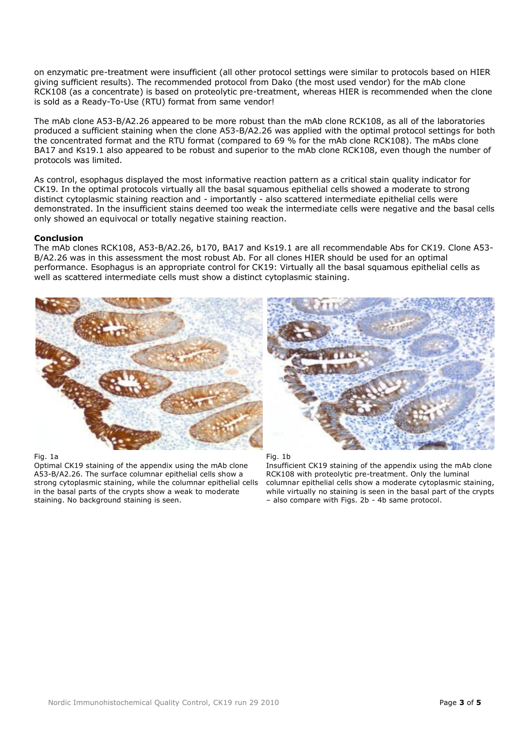on enzymatic pre-treatment were insufficient (all other protocol settings were similar to protocols based on HIER giving sufficient results). The recommended protocol from Dako (the most used vendor) for the mAb clone RCK108 (as a concentrate) is based on proteolytic pre-treatment, whereas HIER is recommended when the clone is sold as a Ready-To-Use (RTU) format from same vendor!

The mAb clone A53-B/A2.26 appeared to be more robust than the mAb clone RCK108, as all of the laboratories produced a sufficient staining when the clone A53-B/A2.26 was applied with the optimal protocol settings for both the concentrated format and the RTU format (compared to 69 % for the mAb clone RCK108). The mAbs clone BA17 and Ks19.1 also appeared to be robust and superior to the mAb clone RCK108, even though the number of protocols was limited.

As control, esophagus displayed the most informative reaction pattern as a critical stain quality indicator for CK19. In the optimal protocols virtually all the basal squamous epithelial cells showed a moderate to strong distinct cytoplasmic staining reaction and - importantly - also scattered intermediate epithelial cells were demonstrated. In the insufficient stains deemed too weak the intermediate cells were negative and the basal cells only showed an equivocal or totally negative staining reaction.

**Conclusion**

The mAb clones RCK108, A53-B/A2.26, b170, BA17 and Ks19.1 are all recommendable Abs for CK19. Clone A53-B/A2.26 was in this assessment the most robust Ab. For all clones HIER should be used for an optimal performance. Esophagus is an appropriate control for CK19: Virtually all the basal squamous epithelial cells as well as scattered intermediate cells must show a distinct cytoplasmic staining.

Fig. 1a
Optimal CK19 staining of the appendix using the mAb clone A53-B/A2.26. The surface columnar epithelial cells show a strong cytoplasmic staining, while the columnar epithelial cells in the basal parts of the crypts show a weak to moderate staining. No background staining is seen.

Fig. 1b
Insufficient CK19 staining of the appendix using the mAb clone RCK108 with proteolytic pre-treatment. Only the luminal columnar epithelial cells show a moderate cytoplasmic staining, while virtually no staining is seen in the basal part of the crypts – also compare with Figs. 2b - 4b same protocol.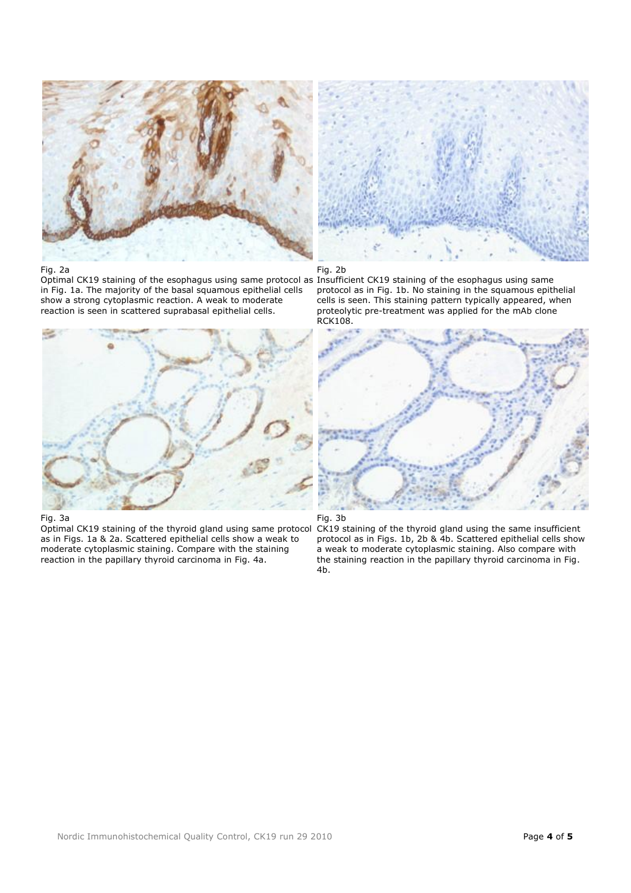Fig. 2a
Optimal CK19 staining of the esophagus using same protocol as in Fig. 1a. The majority of the basal squamous epithelial cells show a strong cytoplasmic reaction. A weak to moderate reaction is seen in scattered suprabasal epithelial cells.

Fig. 2b
Insufficient CK19 staining of the esophagus using same protocol as in Fig. 1b. No staining in the squamous epithelial cells is seen. This staining pattern typically appeared, when proteolytic pre-treatment was applied for the mAb clone RCK108.

Fig. 3a
Optimal CK19 staining of the thyroid gland using same protocol as in Figs. 1a & 2a. Scattered epithelial cells show a weak to moderate cytoplasmic staining. Compare with the staining reaction in the papillary thyroid carcinoma in Fig. 4a.

Fig. 3b
CK19 staining of the thyroid gland using the same insufficient protocol as in Figs. 1b, 2b & 4b. Scattered epithelial cells show a weak to moderate cytoplasmic staining. Also compare with the staining reaction in the papillary thyroid carcinoma in Fig. 4b.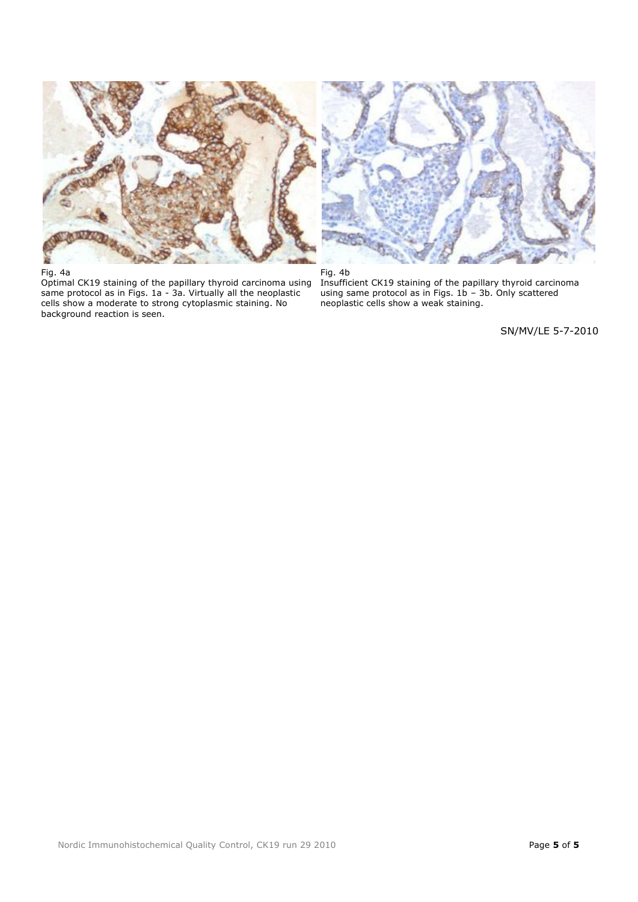Fig. 4a
Optimal CK19 staining of the papillary thyroid carcinoma using same protocol as in Figs. 1a - 3a. Virtually all the neoplastic cells show a moderate to strong cytoplasmic staining. No background reaction is seen.

Fig. 4b
Insufficient CK19 staining of the papillary thyroid carcinoma using same protocol as in Figs. 1b – 3b. Only scattered neoplastic cells show a weak staining.

SN/MV/LE 5-7-2010